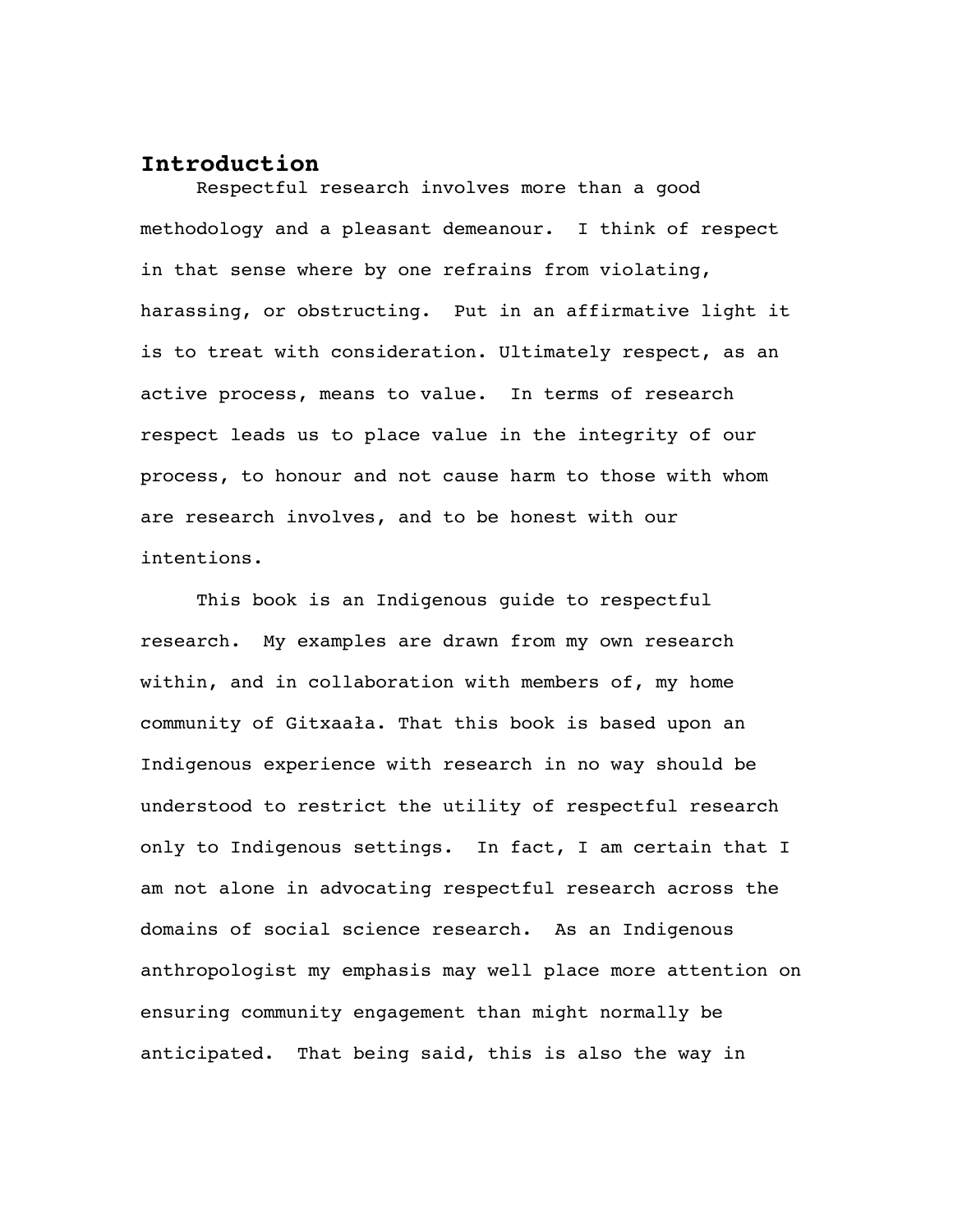# Introduction

Respectful research involves more than a good methodology and a pleasant demeanour. I think of respect in that sense where by one refrains from violating, harassing, or obstructing. Put in an affirmative light it is to treat with consideration. Ultimately respect, as an active process, means to value. In terms of research respect leads us to place value in the integrity of our process, to honour and not cause harm to those with whom are research involves, and to be honest with our intentions.

This book is an Indigenous guide to respectful research. My examples are drawn from my own research within, and in collaboration with members of, my home community of Gitxaała. That this book is based upon an Indigenous experience with research in no way should be understood to restrict the utility of respectful research only to Indigenous settings. In fact, I am certain that I am not alone in advocating respectful research across the domains of social science research. As an Indigenous anthropologist my emphasis may well place more attention on ensuring community engagement than might normally be anticipated. That being said, this is also the way in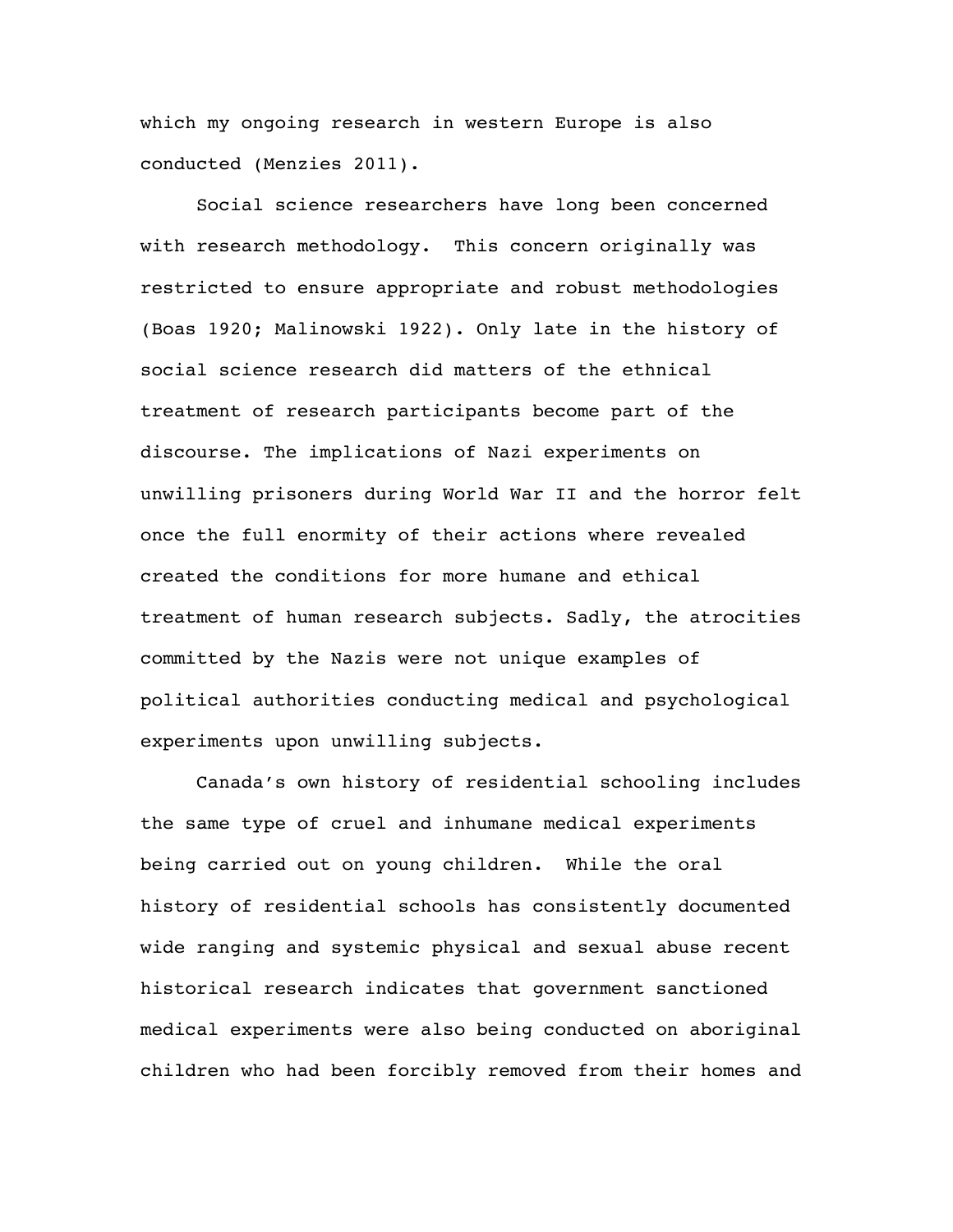which my ongoing research in western Europe is also conducted (Menzies 2011).

Social science researchers have long been concerned with research methodology. This concern originally was restricted to ensure appropriate and robust methodologies (Boas 1920; Malinowski 1922). Only late in the history of social science research did matters of the ethnical treatment of research participants become part of the discourse. The implications of Nazi experiments on unwilling prisoners during World War II and the horror felt once the full enormity of their actions where revealed created the conditions for more humane and ethical treatment of human research subjects. Sadly, the atrocities committed by the Nazis were not unique examples of political authorities conducting medical and psychological experiments upon unwilling subjects.

Canada's own history of residential schooling includes the same type of cruel and inhumane medical experiments being carried out on young children. While the oral history of residential schools has consistently documented wide ranging and systemic physical and sexual abuse recent historical research indicates that government sanctioned medical experiments were also being conducted on aboriginal children who had been forcibly removed from their homes and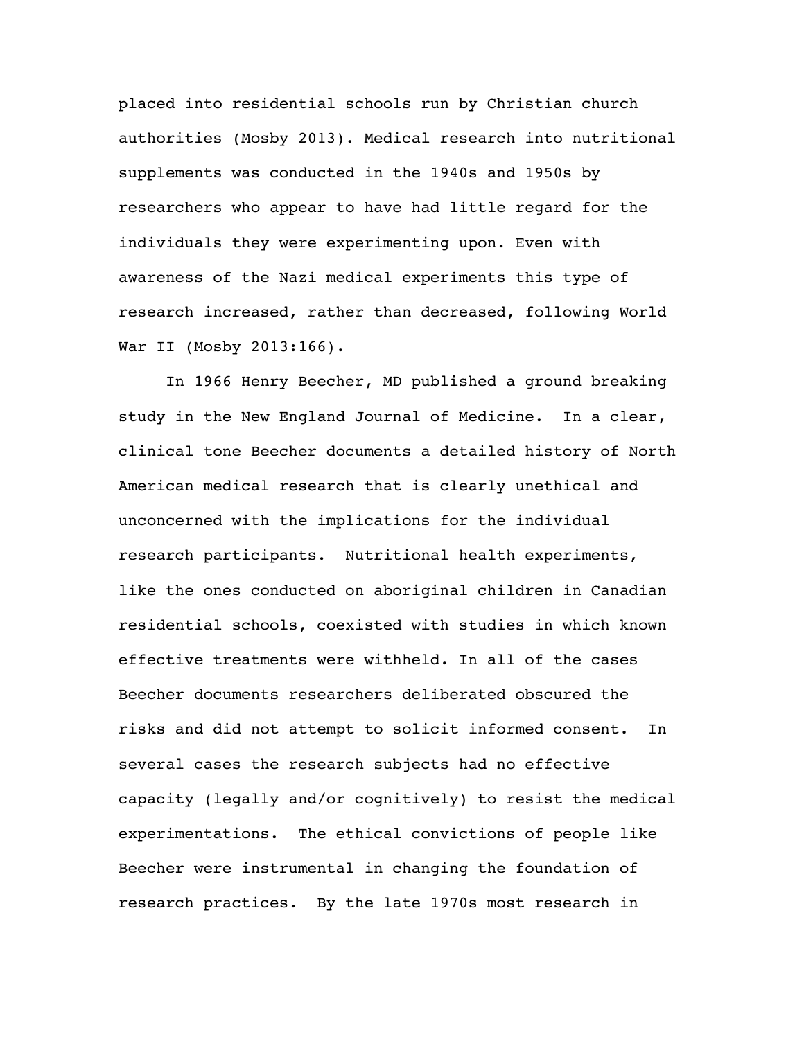placed into residential schools run by Christian church authorities (Mosby 2013). Medical research into nutritional supplements was conducted in the 1940s and 1950s by researchers who appear to have had little regard for the individuals they were experimenting upon. Even with awareness of the Nazi medical experiments this type of research increased, rather than decreased, following World War II (Mosby 2013:166).

In 1966 Henry Beecher, MD published a ground breaking study in the New England Journal of Medicine. In a clear, clinical tone Beecher documents a detailed history of North American medical research that is clearly unethical and unconcerned with the implications for the individual research participants. Nutritional health experiments, like the ones conducted on aboriginal children in Canadian residential schools, coexisted with studies in which known effective treatments were withheld. In all of the cases Beecher documents researchers deliberated obscured the risks and did not attempt to solicit informed consent. In several cases the research subjects had no effective capacity (legally and/or cognitively) to resist the medical experimentations. The ethical convictions of people like Beecher were instrumental in changing the foundation of research practices. By the late 1970s most research in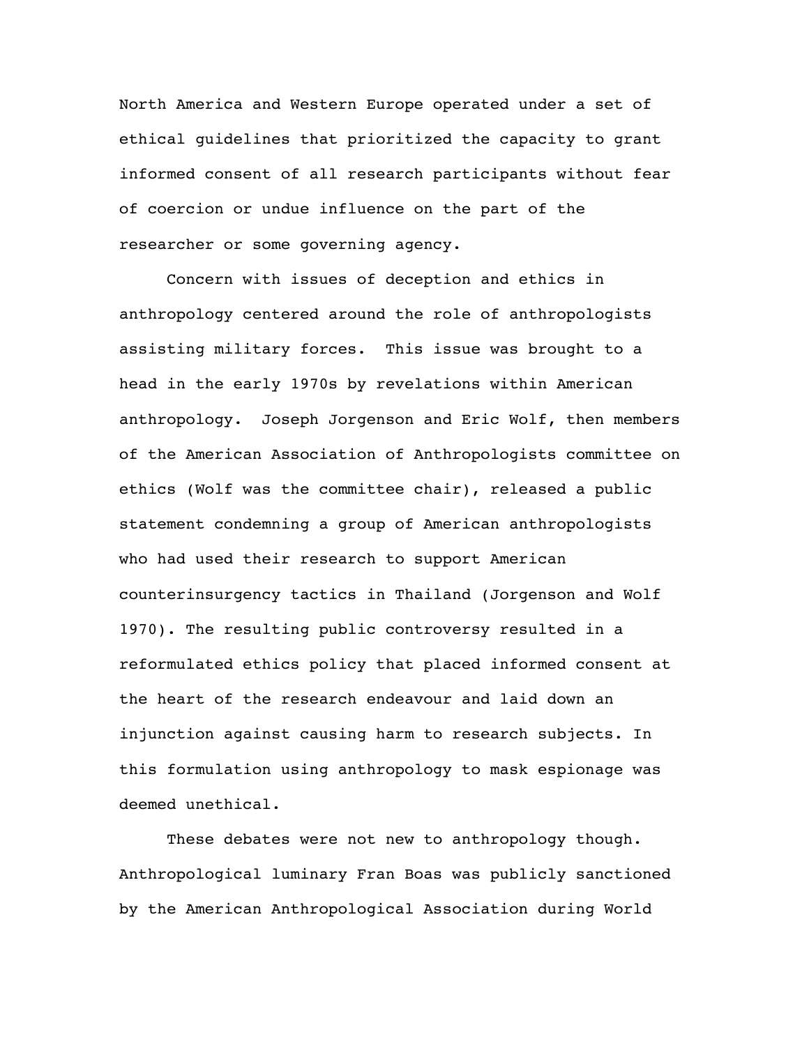North America and Western Europe operated under a set of ethical guidelines that prioritized the capacity to grant informed consent of all research participants without fear of coercion or undue influence on the part of the researcher or some governing agency.

Concern with issues of deception and ethics in anthropology centered around the role of anthropologists assisting military forces. This issue was brought to a head in the early 1970s by revelations within American anthropology. Joseph Jorgenson and Eric Wolf, then members of the American Association of Anthropologists committee on ethics (Wolf was the committee chair), released a public statement condemning a group of American anthropologists who had used their research to support American counterinsurgency tactics in Thailand (Jorgenson and Wolf 1970). The resulting public controversy resulted in a reformulated ethics policy that placed informed consent at the heart of the research endeavour and laid down an injunction against causing harm to research subjects. In this formulation using anthropology to mask espionage was deemed unethical.

These debates were not new to anthropology though. Anthropological luminary Fran Boas was publicly sanctioned by the American Anthropological Association during World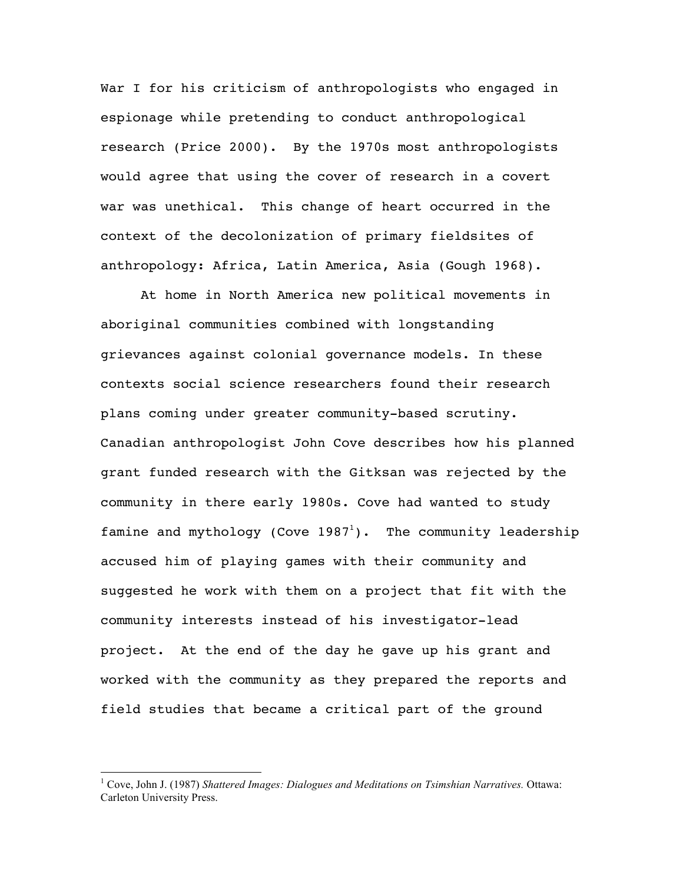War I for his criticism of anthropologists who engaged in espionage while pretending to conduct anthropological research (Price 2000). By the 1970s most anthropologists would agree that using the cover of research in a covert war was unethical. This change of heart occurred in the context of the decolonization of primary fieldsites of anthropology: Africa, Latin America, Asia (Gough 1968).

At home in North America new political movements in aboriginal communities combined with longstanding grievances against colonial governance models. In these contexts social science researchers found their research plans coming under greater community-based scrutiny. Canadian anthropologist John Cove describes how his planned grant funded research with the Gitksan was rejected by the community in there early 1980s. Cove had wanted to study famine and mythology (Cove 1987[1]). The community leadership accused him of playing games with their community and suggested he work with them on a project that fit with the community interests instead of his investigator-lead project. At the end of the day he gave up his grant and worked with the community as they prepared the reports and field studies that became a critical part of the ground

---

[1] Cove, John J. (1987) *Shattered Images: Dialogues and Meditations on Tsimshian Narratives.* Ottawa: Carleton University Press.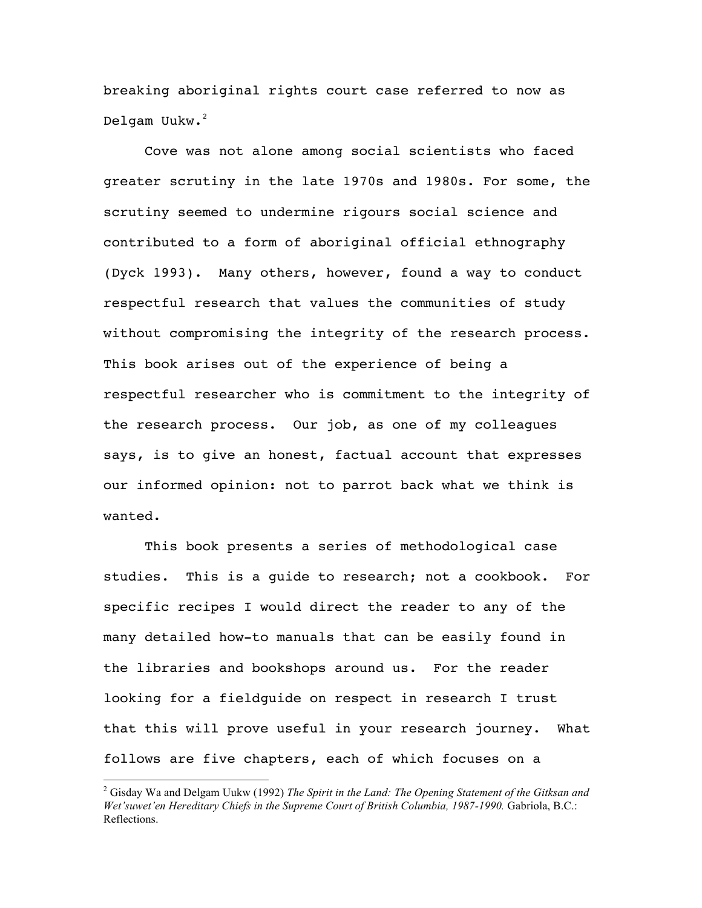breaking aboriginal rights court case referred to now as Delgam Uukw.[2]

Cove was not alone among social scientists who faced greater scrutiny in the late 1970s and 1980s. For some, the scrutiny seemed to undermine rigours social science and contributed to a form of aboriginal official ethnography (Dyck 1993). Many others, however, found a way to conduct respectful research that values the communities of study without compromising the integrity of the research process. This book arises out of the experience of being a respectful researcher who is commitment to the integrity of the research process. Our job, as one of my colleagues says, is to give an honest, factual account that expresses our informed opinion: not to parrot back what we think is wanted.

This book presents a series of methodological case studies. This is a guide to research; not a cookbook. For specific recipes I would direct the reader to any of the many detailed how-to manuals that can be easily found in the libraries and bookshops around us. For the reader looking for a fieldguide on respect in research I trust that this will prove useful in your research journey. What follows are five chapters, each of which focuses on a

---

[2] Gisday Wa and Delgam Uukw (1992) *The Spirit in the Land: The Opening Statement of the Gitksan and Wet'suwet'en Hereditary Chiefs in the Supreme Court of British Columbia, 1987-1990.* Gabriola, B.C.: Reflections.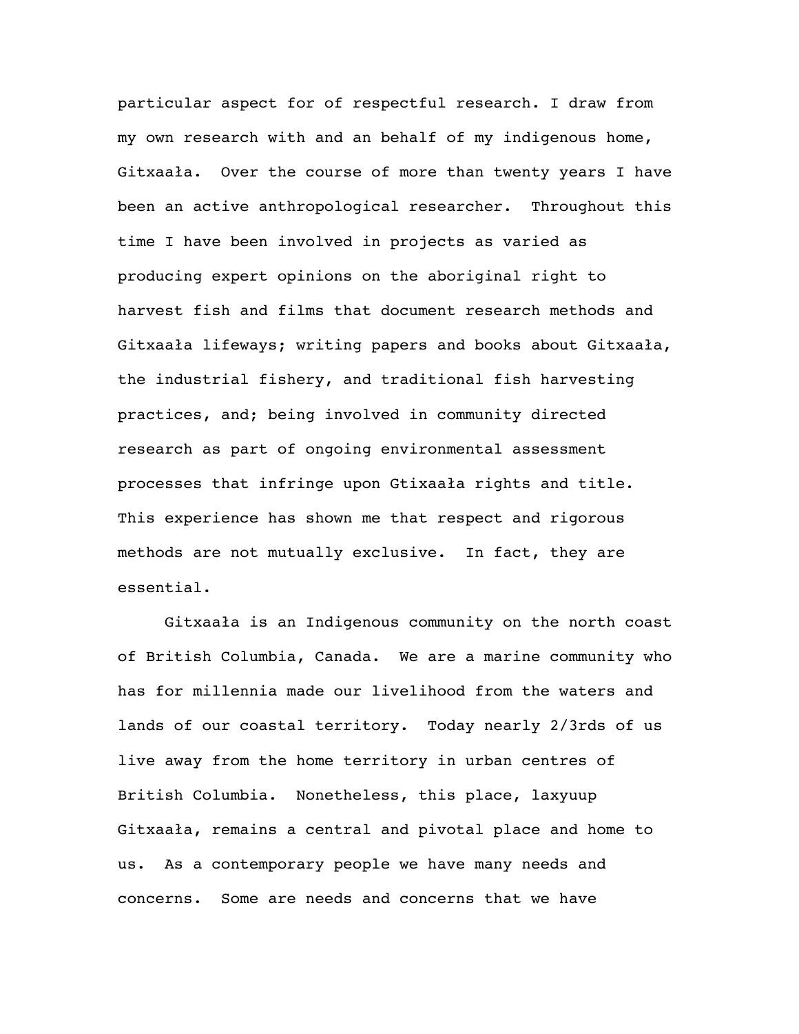particular aspect for of respectful research. I draw from my own research with and an behalf of my indigenous home, Gitxaała. Over the course of more than twenty years I have been an active anthropological researcher. Throughout this time I have been involved in projects as varied as producing expert opinions on the aboriginal right to harvest fish and films that document research methods and Gitxaała lifeways; writing papers and books about Gitxaała, the industrial fishery, and traditional fish harvesting practices, and; being involved in community directed research as part of ongoing environmental assessment processes that infringe upon Gtixaała rights and title. This experience has shown me that respect and rigorous methods are not mutually exclusive. In fact, they are essential.

Gitxaała is an Indigenous community on the north coast of British Columbia, Canada. We are a marine community who has for millennia made our livelihood from the waters and lands of our coastal territory. Today nearly 2/3rds of us live away from the home territory in urban centres of British Columbia. Nonetheless, this place, laxyuup Gitxaała, remains a central and pivotal place and home to us. As a contemporary people we have many needs and concerns. Some are needs and concerns that we have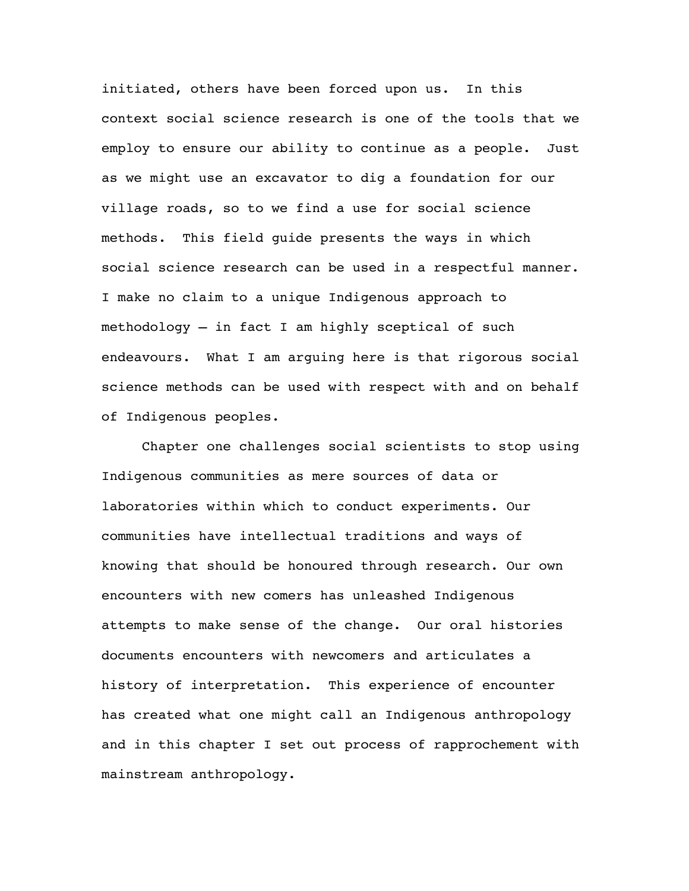initiated, others have been forced upon us. In this context social science research is one of the tools that we employ to ensure our ability to continue as a people. Just as we might use an excavator to dig a foundation for our village roads, so to we find a use for social science methods. This field guide presents the ways in which social science research can be used in a respectful manner. I make no claim to a unique Indigenous approach to methodology – in fact I am highly sceptical of such endeavours. What I am arguing here is that rigorous social science methods can be used with respect with and on behalf of Indigenous peoples.

Chapter one challenges social scientists to stop using Indigenous communities as mere sources of data or laboratories within which to conduct experiments. Our communities have intellectual traditions and ways of knowing that should be honoured through research. Our own encounters with new comers has unleashed Indigenous attempts to make sense of the change. Our oral histories documents encounters with newcomers and articulates a history of interpretation. This experience of encounter has created what one might call an Indigenous anthropology and in this chapter I set out process of rapprochement with mainstream anthropology.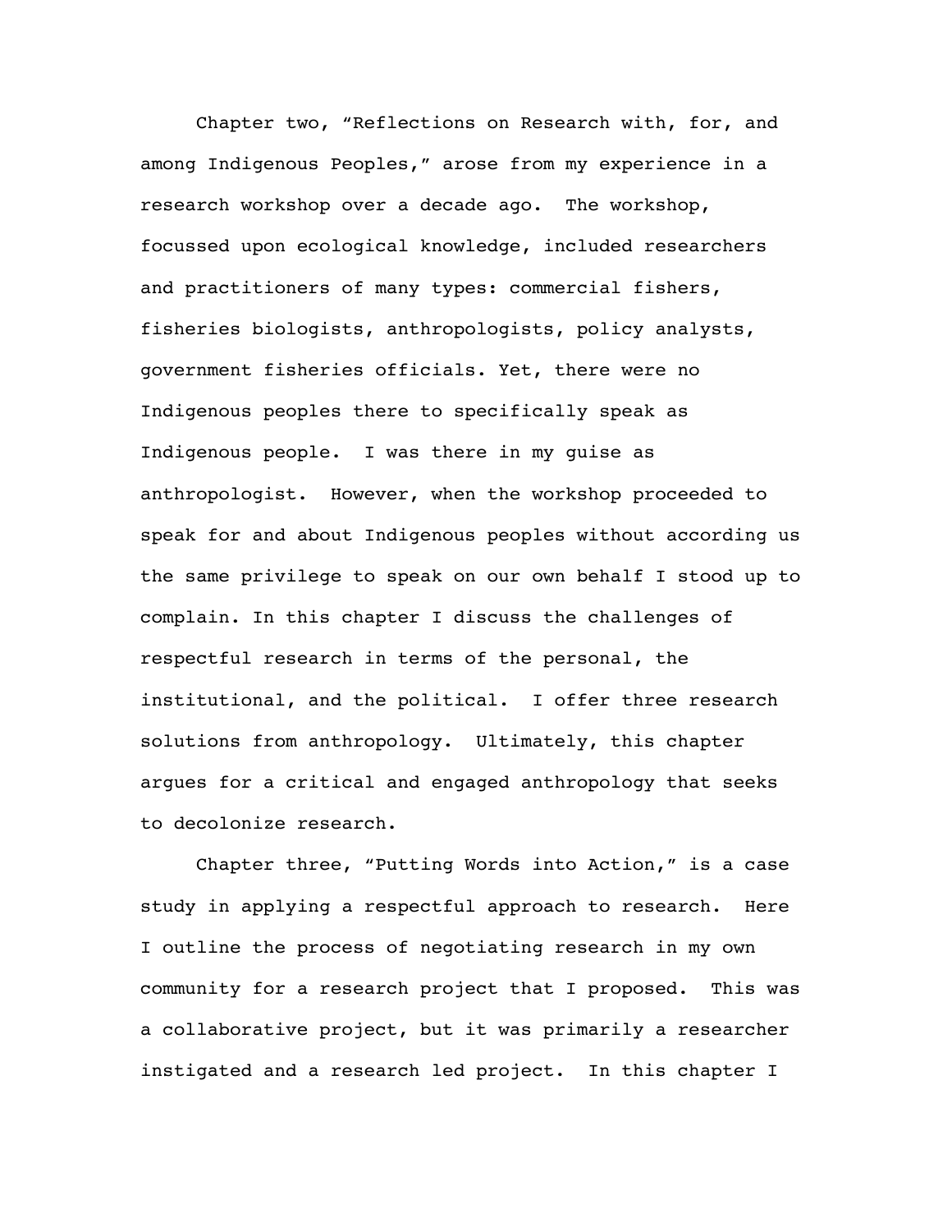Chapter two, "Reflections on Research with, for, and among Indigenous Peoples," arose from my experience in a research workshop over a decade ago. The workshop, focussed upon ecological knowledge, included researchers and practitioners of many types: commercial fishers, fisheries biologists, anthropologists, policy analysts, government fisheries officials. Yet, there were no Indigenous peoples there to specifically speak as Indigenous people. I was there in my guise as anthropologist. However, when the workshop proceeded to speak for and about Indigenous peoples without according us the same privilege to speak on our own behalf I stood up to complain. In this chapter I discuss the challenges of respectful research in terms of the personal, the institutional, and the political. I offer three research solutions from anthropology. Ultimately, this chapter argues for a critical and engaged anthropology that seeks to decolonize research.

Chapter three, "Putting Words into Action," is a case study in applying a respectful approach to research. Here I outline the process of negotiating research in my own community for a research project that I proposed. This was a collaborative project, but it was primarily a researcher instigated and a research led project. In this chapter I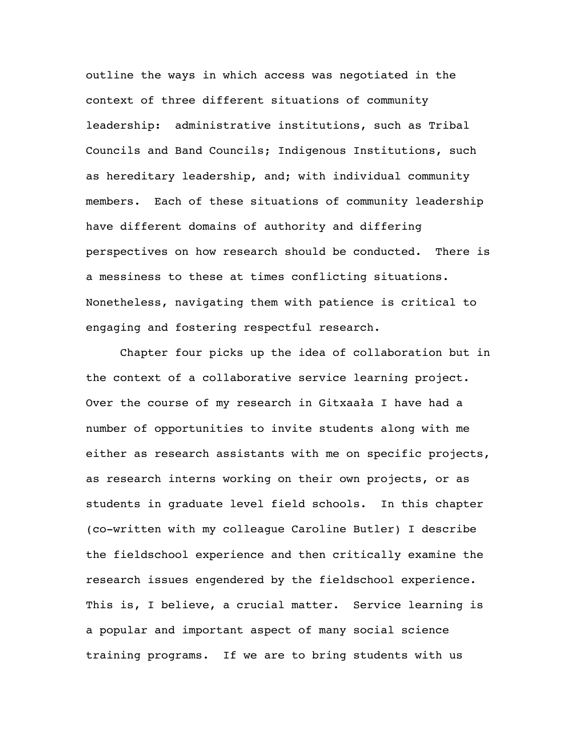outline the ways in which access was negotiated in the context of three different situations of community leadership: administrative institutions, such as Tribal Councils and Band Councils; Indigenous Institutions, such as hereditary leadership, and; with individual community members. Each of these situations of community leadership have different domains of authority and differing perspectives on how research should be conducted. There is a messiness to these at times conflicting situations. Nonetheless, navigating them with patience is critical to engaging and fostering respectful research.

Chapter four picks up the idea of collaboration but in the context of a collaborative service learning project. Over the course of my research in Gitxaała I have had a number of opportunities to invite students along with me either as research assistants with me on specific projects, as research interns working on their own projects, or as students in graduate level field schools. In this chapter (co-written with my colleague Caroline Butler) I describe the fieldschool experience and then critically examine the research issues engendered by the fieldschool experience. This is, I believe, a crucial matter. Service learning is a popular and important aspect of many social science training programs. If we are to bring students with us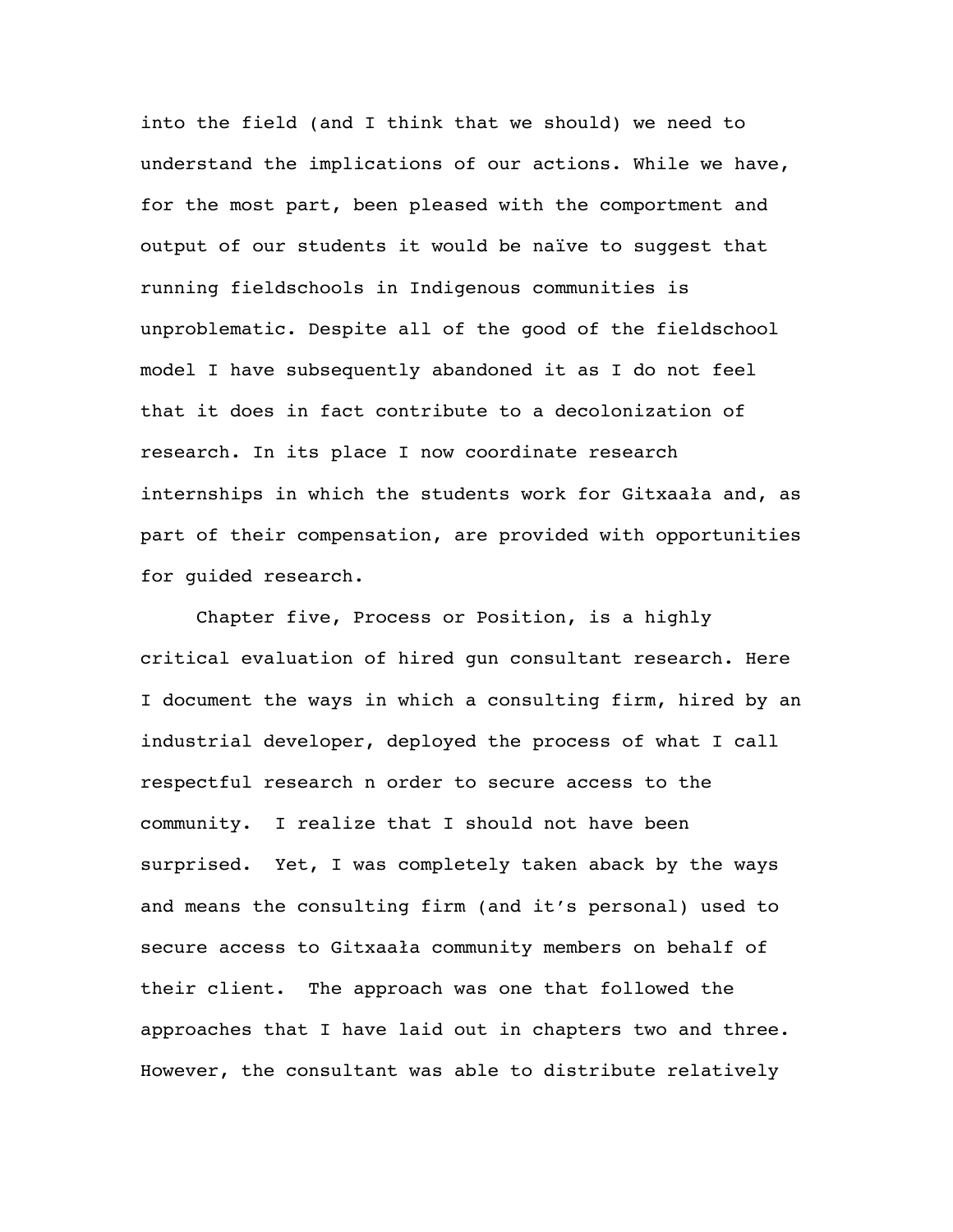into the field (and I think that we should) we need to understand the implications of our actions. While we have, for the most part, been pleased with the comportment and output of our students it would be naïve to suggest that running fieldschools in Indigenous communities is unproblematic. Despite all of the good of the fieldschool model I have subsequently abandoned it as I do not feel that it does in fact contribute to a decolonization of research. In its place I now coordinate research internships in which the students work for Gitxaała and, as part of their compensation, are provided with opportunities for guided research.

Chapter five, Process or Position, is a highly critical evaluation of hired gun consultant research. Here I document the ways in which a consulting firm, hired by an industrial developer, deployed the process of what I call respectful research n order to secure access to the community. I realize that I should not have been surprised. Yet, I was completely taken aback by the ways and means the consulting firm (and it's personal) used to secure access to Gitxaała community members on behalf of their client. The approach was one that followed the approaches that I have laid out in chapters two and three. However, the consultant was able to distribute relatively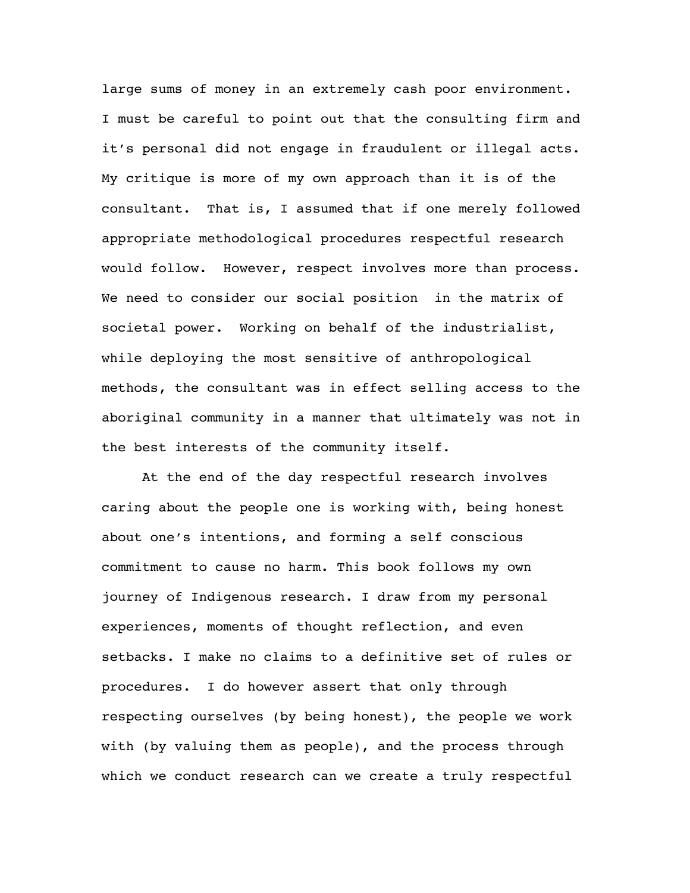large sums of money in an extremely cash poor environment. I must be careful to point out that the consulting firm and it's personal did not engage in fraudulent or illegal acts. My critique is more of my own approach than it is of the consultant. That is, I assumed that if one merely followed appropriate methodological procedures respectful research would follow. However, respect involves more than process. We need to consider our social position in the matrix of societal power. Working on behalf of the industrialist, while deploying the most sensitive of anthropological methods, the consultant was in effect selling access to the aboriginal community in a manner that ultimately was not in the best interests of the community itself.

At the end of the day respectful research involves caring about the people one is working with, being honest about one's intentions, and forming a self conscious commitment to cause no harm. This book follows my own journey of Indigenous research. I draw from my personal experiences, moments of thought reflection, and even setbacks. I make no claims to a definitive set of rules or procedures. I do however assert that only through respecting ourselves (by being honest), the people we work with (by valuing them as people), and the process through which we conduct research can we create a truly respectful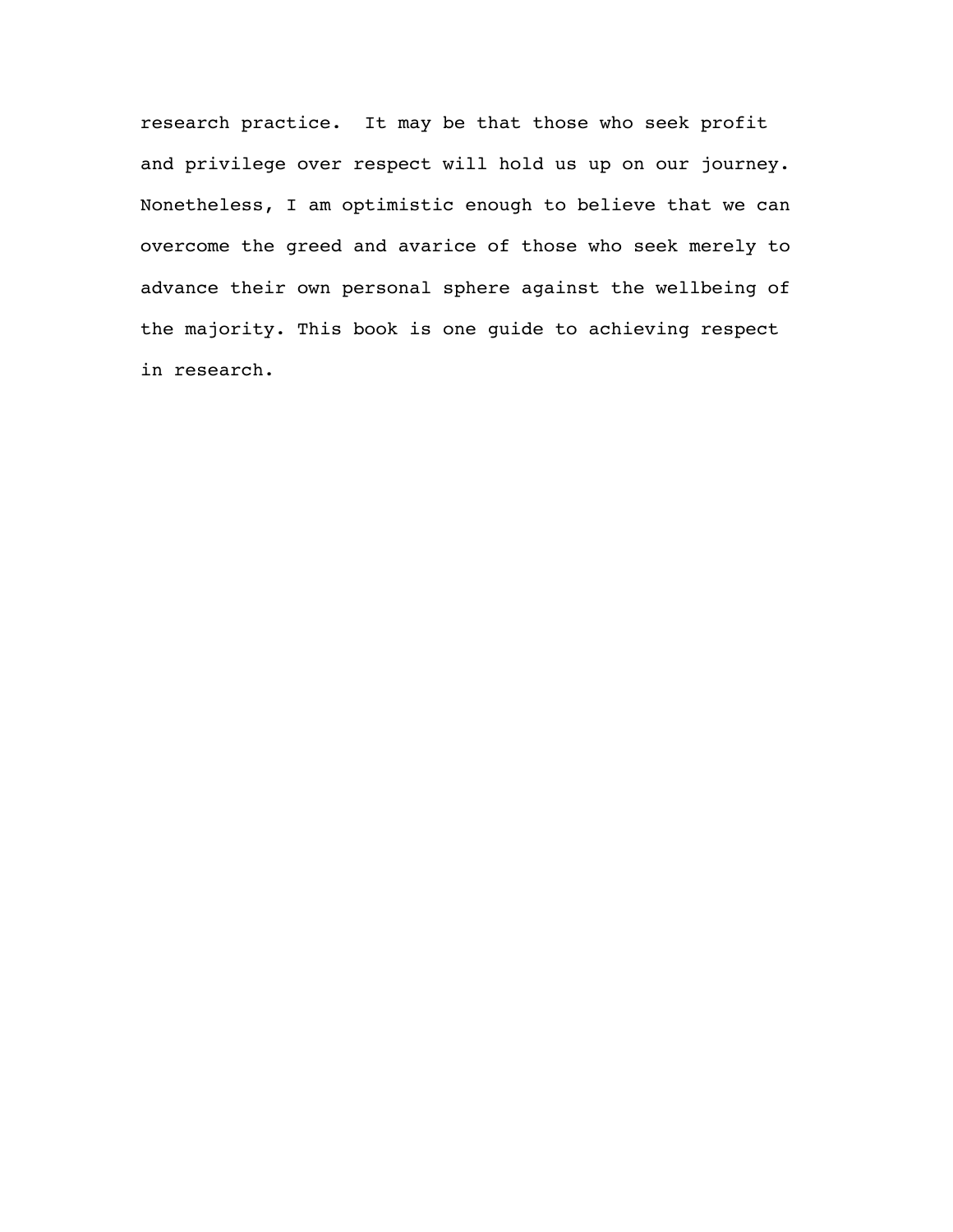research practice. It may be that those who seek profit and privilege over respect will hold us up on our journey. Nonetheless, I am optimistic enough to believe that we can overcome the greed and avarice of those who seek merely to advance their own personal sphere against the wellbeing of the majority. This book is one guide to achieving respect in research.